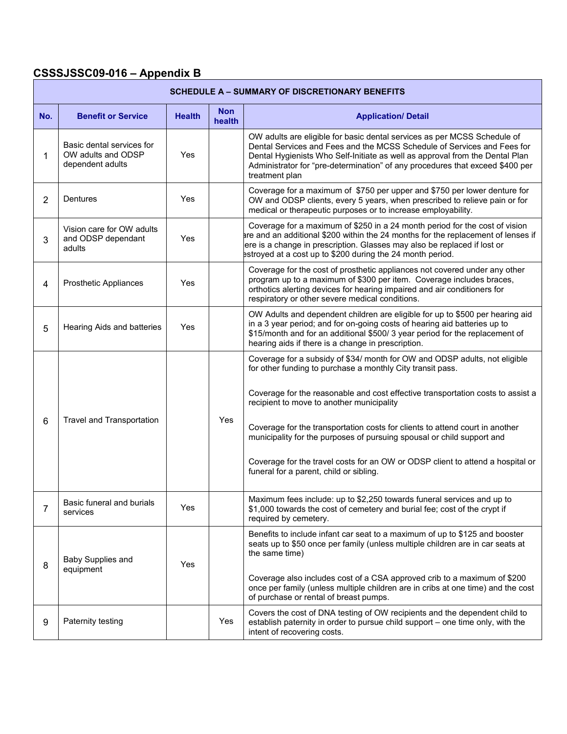## CSSSJSSC09-016 – Appendix B

| SCHEDULE A – SUMMARY OF DISCRETIONARY BENEFITS | | | | |
|---|---|---|---|---|
| **No.** | **Benefit or Service** | **Health** | **Non health** | **Application/ Detail** |
| 1 | Basic dental services for OW adults and ODSP dependent adults | Yes | | OW adults are eligible for basic dental services as per MCSS Schedule of Dental Services and Fees and the MCSS Schedule of Services and Fees for Dental Hygienists Who Self-Initiate as well as approval from the Dental Plan Administrator for "pre-determination" of any procedures that exceed $400 per treatment plan |
| 2 | Dentures | Yes | | Coverage for a maximum of $750 per upper and $750 per lower denture for OW and ODSP clients, every 5 years, when prescribed to relieve pain or for medical or therapeutic purposes or to increase employability. |
| 3 | Vision care for OW adults and ODSP dependant adults | Yes | | Coverage for a maximum of $250 in a 24 month period for the cost of vision are and an additional $200 within the 24 months for the replacement of lenses if ere is a change in prescription. Glasses may also be replaced if lost or estroyed at a cost up to $200 during the 24 month period. |
| 4 | Prosthetic Appliances | Yes | | Coverage for the cost of prosthetic appliances not covered under any other program up to a maximum of $300 per item. Coverage includes braces, orthotics alerting devices for hearing impaired and air conditioners for respiratory or other severe medical conditions. |
| 5 | Hearing Aids and batteries | Yes | | OW Adults and dependent children are eligible for up to $500 per hearing aid in a 3 year period; and for on-going costs of hearing aid batteries up to $15/month and for an additional $500/ 3 year period for the replacement of hearing aids if there is a change in prescription. |
| 6 | Travel and Transportation | | Yes | Coverage for a subsidy of $34/ month for OW and ODSP adults, not eligible for other funding to purchase a monthly City transit pass.<br><br>Coverage for the reasonable and cost effective transportation costs to assist a recipient to move to another municipality<br><br>Coverage for the transportation costs for clients to attend court in another municipality for the purposes of pursuing spousal or child support and<br><br>Coverage for the travel costs for an OW or ODSP client to attend a hospital or funeral for a parent, child or sibling. |
| 7 | Basic funeral and burials services | Yes | | Maximum fees include: up to $2,250 towards funeral services and up to $1,000 towards the cost of cemetery and burial fee; cost of the crypt if required by cemetery. |
| 8 | Baby Supplies and equipment | Yes | | Benefits to include infant car seat to a maximum of up to $125 and booster seats up to $50 once per family (unless multiple children are in car seats at the same time)<br><br>Coverage also includes cost of a CSA approved crib to a maximum of $200 once per family (unless multiple children are in cribs at one time) and the cost of purchase or rental of breast pumps. |
| 9 | Paternity testing | | Yes | Covers the cost of DNA testing of OW recipients and the dependent child to establish paternity in order to pursue child support – one time only, with the intent of recovering costs. |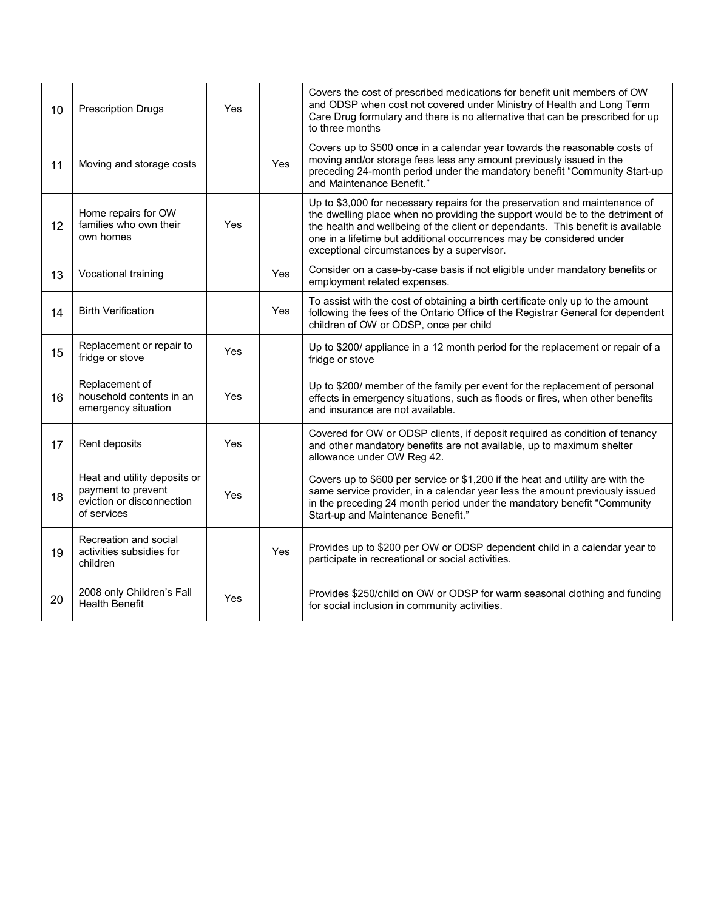| | | | | |
|---|---|---|---|---|
| 10 | Prescription Drugs | Yes | | Covers the cost of prescribed medications for benefit unit members of OW and ODSP when cost not covered under Ministry of Health and Long Term Care Drug formulary and there is no alternative that can be prescribed for up to three months |
| 11 | Moving and storage costs | | Yes | Covers up to $500 once in a calendar year towards the reasonable costs of moving and/or storage fees less any amount previously issued in the preceding 24-month period under the mandatory benefit "Community Start-up and Maintenance Benefit." |
| 12 | Home repairs for OW families who own their own homes | Yes | | Up to $3,000 for necessary repairs for the preservation and maintenance of the dwelling place when no providing the support would be to the detriment of the health and wellbeing of the client or dependants. This benefit is available one in a lifetime but additional occurrences may be considered under exceptional circumstances by a supervisor. |
| 13 | Vocational training | | Yes | Consider on a case-by-case basis if not eligible under mandatory benefits or employment related expenses. |
| 14 | Birth Verification | | Yes | To assist with the cost of obtaining a birth certificate only up to the amount following the fees of the Ontario Office of the Registrar General for dependent children of OW or ODSP, once per child |
| 15 | Replacement or repair to fridge or stove | Yes | | Up to $200/ appliance in a 12 month period for the replacement or repair of a fridge or stove |
| 16 | Replacement of household contents in an emergency situation | Yes | | Up to $200/ member of the family per event for the replacement of personal effects in emergency situations, such as floods or fires, when other benefits and insurance are not available. |
| 17 | Rent deposits | Yes | | Covered for OW or ODSP clients, if deposit required as condition of tenancy and other mandatory benefits are not available, up to maximum shelter allowance under OW Reg 42. |
| 18 | Heat and utility deposits or payment to prevent eviction or disconnection of services | Yes | | Covers up to $600 per service or $1,200 if the heat and utility are with the same service provider, in a calendar year less the amount previously issued in the preceding 24 month period under the mandatory benefit "Community Start-up and Maintenance Benefit." |
| 19 | Recreation and social activities subsidies for children | | Yes | Provides up to $200 per OW or ODSP dependent child in a calendar year to participate in recreational or social activities. |
| 20 | 2008 only Children's Fall Health Benefit | Yes | | Provides $250/child on OW or ODSP for warm seasonal clothing and funding for social inclusion in community activities. |